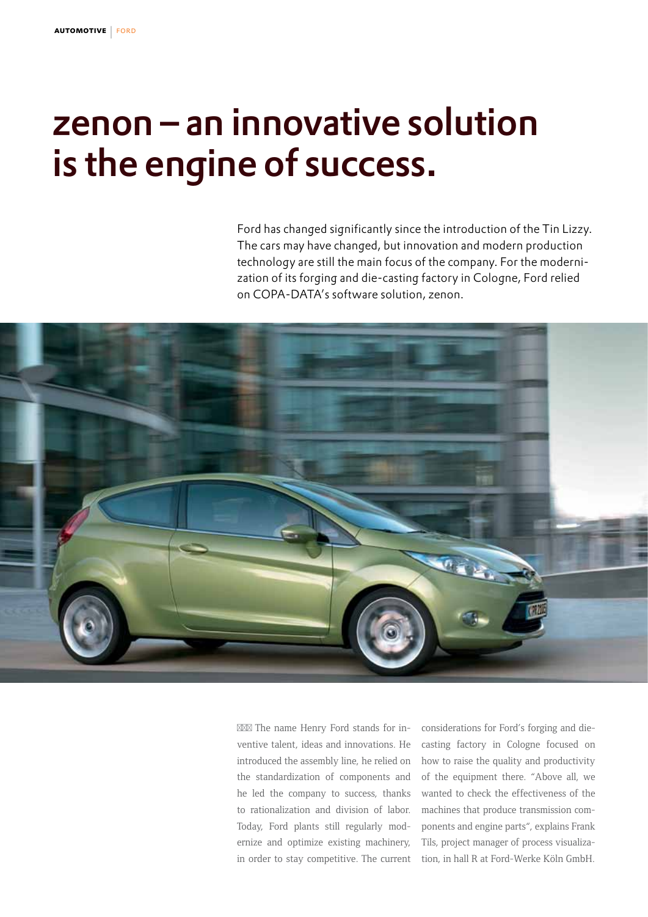# zenon – an innovative solution is the engine of success.

Ford has changed significantly since the introduction of the Tin Lizzy. The cars may have changed, but innovation and modern production technology are still the main focus of the company. For the modernization of its forging and die-casting factory in Cologne, Ford relied on COPA-DATA's software solution, zenon.

The name Henry Ford stands for inventive talent, ideas and innovations. He introduced the assembly line, he relied on the standardization of components and he led the company to success, thanks to rationalization and division of labor. Today, Ford plants still regularly modernize and optimize existing machinery, in order to stay competitive. The current considerations for Ford's forging and die-casting factory in Cologne focused on how to raise the quality and productivity of the equipment there. "Above all, we wanted to check the effectiveness of the machines that produce transmission components and engine parts", explains Frank Tils, project manager of process visualization, in hall R at Ford-Werke Köln GmbH.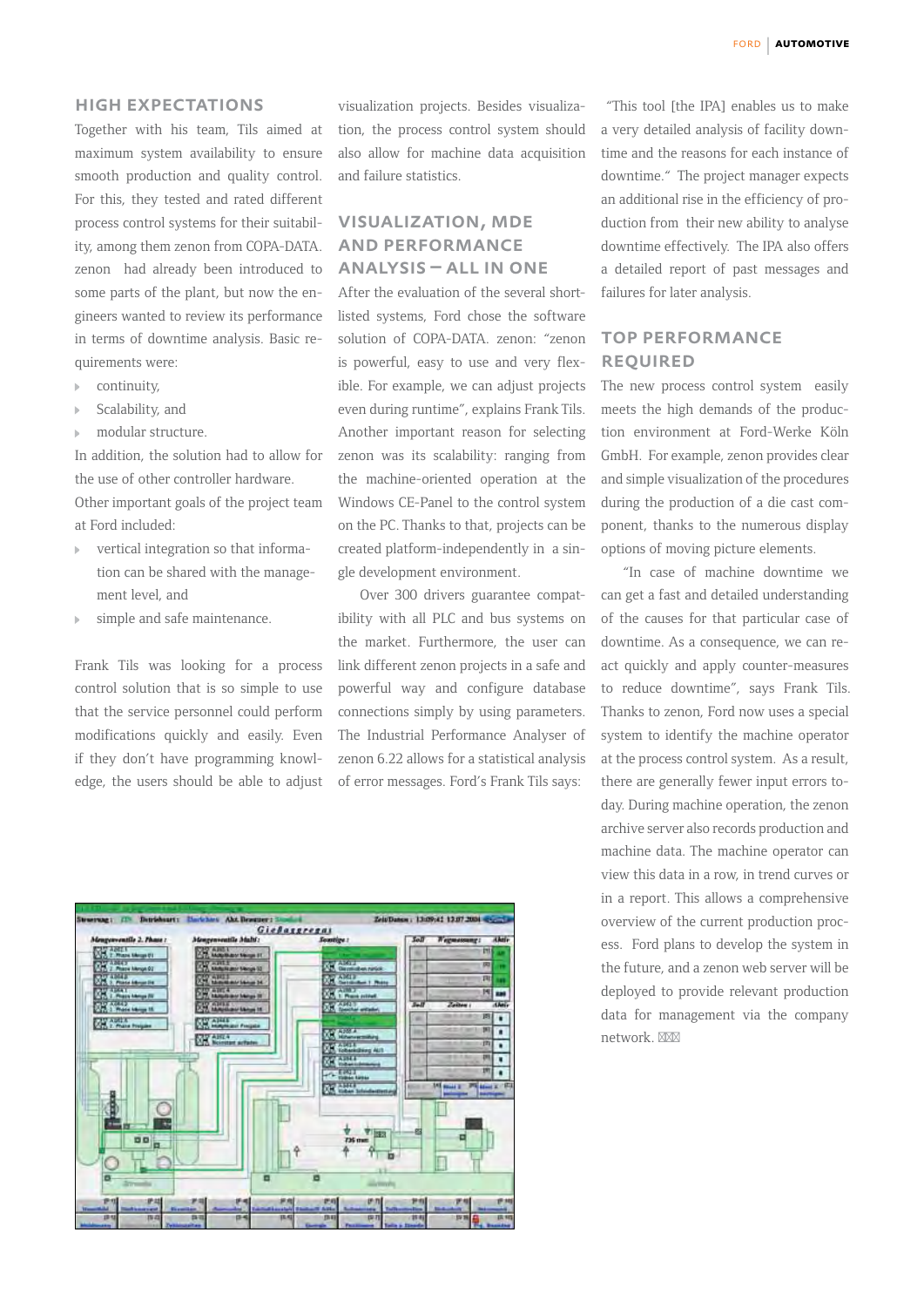## HIGH EXPECTATIONS

Together with his team, Tils aimed at maximum system availability to ensure smooth production and quality control. For this, they tested and rated different process control systems for their suitability, among them zenon from COPA-DATA. zenon had already been introduced to some parts of the plant, but now the engineers wanted to review its performance in terms of downtime analysis. Basic requirements were:

- continuity,
- Scalability, and
- modular structure.

In addition, the solution had to allow for the use of other controller hardware.

Other important goals of the project team at Ford included:

- vertical integration so that information can be shared with the management level, and
- simple and safe maintenance.

Frank Tils was looking for a process control solution that is so simple to use that the service personnel could perform modifications quickly and easily. Even if they don't have programming knowledge, the users should be able to adjust visualization projects. Besides visualization, the process control system should also allow for machine data acquisition and failure statistics.

## VISUALIZATION, MDE AND PERFORMANCE ANALYSIS – ALL IN ONE

After the evaluation of the several shortlisted systems, Ford chose the software solution of COPA-DATA. zenon: "zenon is powerful, easy to use and very flexible. For example, we can adjust projects even during runtime", explains Frank Tils. Another important reason for selecting zenon was its scalability: ranging from the machine-oriented operation at the Windows CE-Panel to the control system on the PC. Thanks to that, projects can be created platform-independently in a single development environment.

Over 300 drivers guarantee compatibility with all PLC and bus systems on the market. Furthermore, the user can link different zenon projects in a safe and powerful way and configure database connections simply by using parameters. The Industrial Performance Analyser of zenon 6.22 allows for a statistical analysis of error messages. Ford's Frank Tils says: "This tool [the IPA] enables us to make a very detailed analysis of facility downtime and the reasons for each instance of downtime." The project manager expects an additional rise in the efficiency of production from their new ability to analyse downtime effectively. The IPA also offers a detailed report of past messages and failures for later analysis.

## TOP PERFORMANCE REQUIRED

The new process control system easily meets the high demands of the production environment at Ford-Werke Köln GmbH. For example, zenon provides clear and simple visualization of the procedures during the production of a die cast component, thanks to the numerous display options of moving picture elements.

"In case of machine downtime we can get a fast and detailed understanding of the causes for that particular case of downtime. As a consequence, we can react quickly and apply counter-measures to reduce downtime", says Frank Tils. Thanks to zenon, Ford now uses a special system to identify the machine operator at the process control system. As a result, there are generally fewer input errors today. During machine operation, the zenon archive server also records production and machine data. The machine operator can view this data in a row, in trend curves or in a report. This allows a comprehensive overview of the current production process. Ford plans to develop the system in the future, and a zenon web server will be deployed to provide relevant production data for management via the company network.